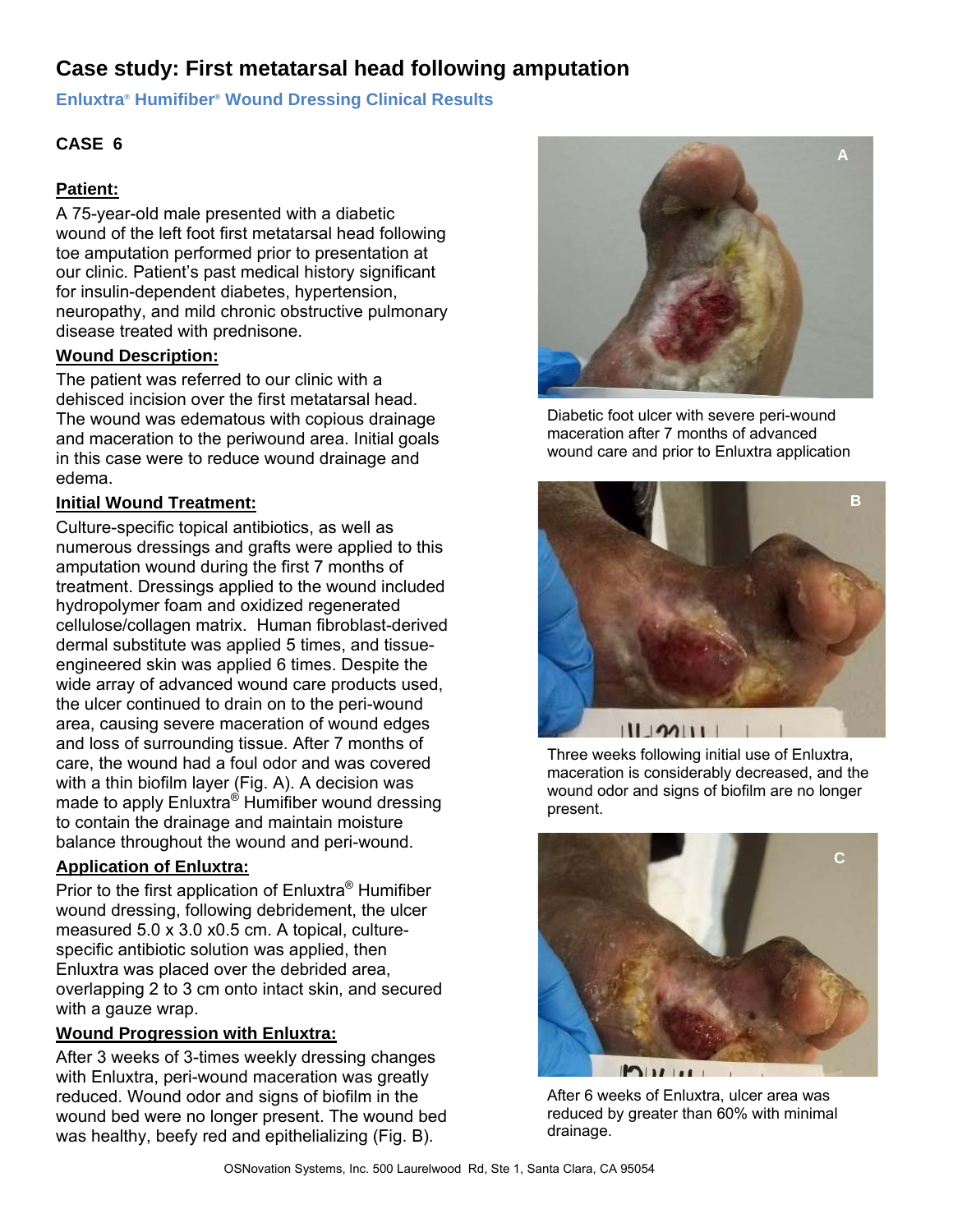# Case study: First metatarsal head following amputation

## Enluxtra® Humifiber® Wound Dressing Clinical Results

**CASE 6**

### Patient:

A 75-year-old male presented with a diabetic wound of the left foot first metatarsal head following toe amputation performed prior to presentation at our clinic. Patient's past medical history significant for insulin-dependent diabetes, hypertension, neuropathy, and mild chronic obstructive pulmonary disease treated with prednisone.

### Wound Description:

The patient was referred to our clinic with a dehisced incision over the first metatarsal head. The wound was edematous with copious drainage and maceration to the periwound area. Initial goals in this case were to reduce wound drainage and edema.

### Initial Wound Treatment:

Culture-specific topical antibiotics, as well as numerous dressings and grafts were applied to this amputation wound during the first 7 months of treatment. Dressings applied to the wound included hydropolymer foam and oxidized regenerated cellulose/collagen matrix. Human fibroblast-derived dermal substitute was applied 5 times, and tissue-engineered skin was applied 6 times. Despite the wide array of advanced wound care products used, the ulcer continued to drain on to the peri-wound area, causing severe maceration of wound edges and loss of surrounding tissue. After 7 months of care, the wound had a foul odor and was covered with a thin biofilm layer (Fig. A). A decision was made to apply Enluxtra® Humifiber wound dressing to contain the drainage and maintain moisture balance throughout the wound and peri-wound.

### Application of Enluxtra:

Prior to the first application of Enluxtra® Humifiber wound dressing, following debridement, the ulcer measured 5.0 x 3.0 x0.5 cm. A topical, culture-specific antibiotic solution was applied, then Enluxtra was placed over the debrided area, overlapping 2 to 3 cm onto intact skin, and secured with a gauze wrap.

### Wound Progression with Enluxtra:

After 3 weeks of 3-times weekly dressing changes with Enluxtra, peri-wound maceration was greatly reduced. Wound odor and signs of biofilm in the wound bed were no longer present. The wound bed was healthy, beefy red and epithelializing (Fig. B).

A

Diabetic foot ulcer with severe peri-wound maceration after 7 months of advanced wound care and prior to Enluxtra application

B

Three weeks following initial use of Enluxtra, maceration is considerably decreased, and the wound odor and signs of biofilm are no longer present.

C

After 6 weeks of Enluxtra, ulcer area was reduced by greater than 60% with minimal drainage.

OSNovation Systems, Inc. 500 Laurelwood Rd, Ste 1, Santa Clara, CA 95054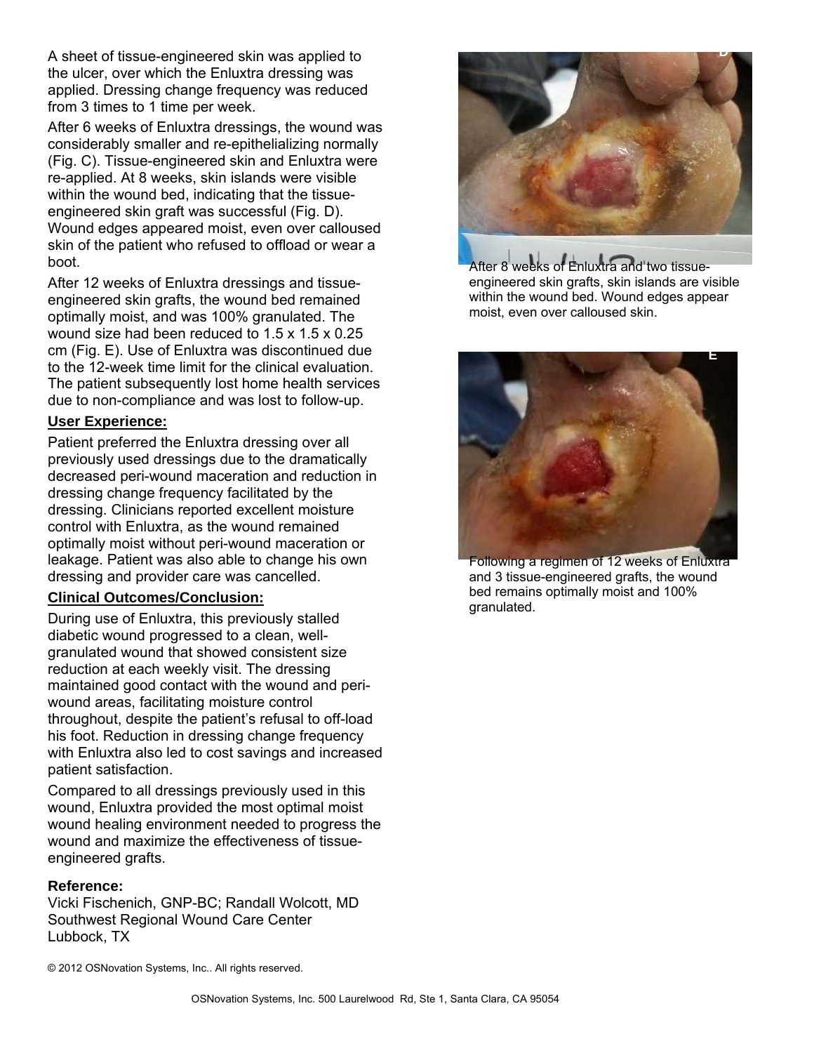A sheet of tissue-engineered skin was applied to the ulcer, over which the Enluxtra dressing was applied. Dressing change frequency was reduced from 3 times to 1 time per week.

After 6 weeks of Enluxtra dressings, the wound was considerably smaller and re-epithelializing normally (Fig. C). Tissue-engineered skin and Enluxtra were re-applied. At 8 weeks, skin islands were visible within the wound bed, indicating that the tissue-engineered skin graft was successful (Fig. D). Wound edges appeared moist, even over calloused skin of the patient who refused to offload or wear a boot.

After 12 weeks of Enluxtra dressings and tissue-engineered skin grafts, the wound bed remained optimally moist, and was 100% granulated. The wound size had been reduced to 1.5 x 1.5 x 0.25 cm (Fig. E). Use of Enluxtra was discontinued due to the 12-week time limit for the clinical evaluation. The patient subsequently lost home health services due to non-compliance and was lost to follow-up.

**User Experience:**

Patient preferred the Enluxtra dressing over all previously used dressings due to the dramatically decreased peri-wound maceration and reduction in dressing change frequency facilitated by the dressing. Clinicians reported excellent moisture control with Enluxtra, as the wound remained optimally moist without peri-wound maceration or leakage. Patient was also able to change his own dressing and provider care was cancelled.

**Clinical Outcomes/Conclusion:**

During use of Enluxtra, this previously stalled diabetic wound progressed to a clean, well-granulated wound that showed consistent size reduction at each weekly visit. The dressing maintained good contact with the wound and peri-wound areas, facilitating moisture control throughout, despite the patient's refusal to off-load his foot. Reduction in dressing change frequency with Enluxtra also led to cost savings and increased patient satisfaction.

Compared to all dressings previously used in this wound, Enluxtra provided the most optimal moist wound healing environment needed to progress the wound and maximize the effectiveness of tissue-engineered grafts.

**Reference:**

Vicki Fischenich, GNP-BC; Randall Wolcott, MD
Southwest Regional Wound Care Center
Lubbock, TX

D

After 8 weeks of Enluxtra and two tissue-engineered skin grafts, skin islands are visible within the wound bed. Wound edges appear moist, even over calloused skin.

E

Following a regimen of 12 weeks of Enluxtra and 3 tissue-engineered grafts, the wound bed remains optimally moist and 100% granulated.

© 2012 OSNovation Systems, Inc.. All rights reserved.

OSNovation Systems, Inc. 500 Laurelwood Rd, Ste 1, Santa Clara, CA 95054